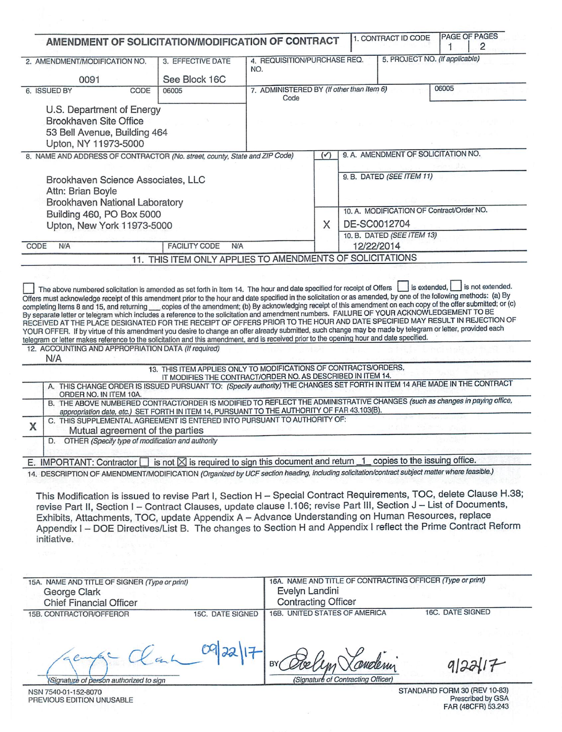# AMENDMENT OF SOLICITATION/MODIFICATION OF CONTRACT

| 1. CONTRACT ID CODE | PAGE OF PAGES |
| --- | --- |
| | 1 \| 2 |

| 2. AMENDMENT/MODIFICATION NO. | 3. EFFECTIVE DATE | 4. REQUISITION/PURCHASE REQ. NO. | 5. PROJECT NO. (If applicable) |
| --- | --- | --- | --- |
| 0091 | See Block 16C | | |

| 6. ISSUED BY | CODE 06005 | 7. ADMINISTERED BY (If other than Item 6) Code | 06005 |
| --- | --- | --- | --- |
| U.S. Department of Energy<br>Brookhaven Site Office<br>53 Bell Avenue, Building 464<br>Upton, NY 11973-5000 | | | |

**8. NAME AND ADDRESS OF CONTRACTOR** *(No. street, county, State and ZIP Code)*

Brookhaven Science Associates, LLC
Attn: Brian Boyle
Brookhaven National Laboratory
Building 460, PO Box 5000
Upton, New York 11973-5000

CODE N/A FACILITY CODE N/A

| (✓) | |
| --- | --- |
| | 9. A. AMENDMENT OF SOLICITATION NO. |
| | 9. B. DATED *(SEE ITEM 11)* |
| X | 10. A. MODIFICATION OF Contract/Order NO. DE-SC0012704 |
| | 10. B. DATED *(SEE ITEM 13)* 12/22/2014 |

## 11. THIS ITEM ONLY APPLIES TO AMENDMENTS OF SOLICITATIONS

☐ The above numbered solicitation is amended as set forth in Item 14. The hour and date specified for receipt of Offers ☐ is extended, ☐ is not extended. Offers must acknowledge receipt of this amendment prior to the hour and date specified in the solicitation or as amended, by one of the following methods: (a) By completing Items 8 and 15, and returning ___ copies of the amendment; (b) By acknowledging receipt of this amendment on each copy of the offer submitted; or (c) By separate letter or telegram which includes a reference to the solicitation and amendment numbers. FAILURE OF YOUR ACKNOWLEDGEMENT TO BE RECEIVED AT THE PLACE DESIGNATED FOR THE RECEIPT OF OFFERS PRIOR TO THE HOUR AND DATE SPECIFIED MAY RESULT IN REJECTION OF YOUR OFFER. If by virtue of this amendment you desire to change an offer already submitted, such change may be made by telegram or letter, provided each telegram or letter makes reference to the solicitation and this amendment, and is received prior to the opening hour and date specified.

**12. ACCOUNTING AND APPROPRIATION DATA** *(If required)*

N/A

## 13. THIS ITEM APPLIES ONLY TO MODIFICATIONS OF CONTRACTS/ORDERS, IT MODIFIES THE CONTRACT/ORDER NO. AS DESCRIBED IN ITEM 14.

| | |
| --- | --- |
| | A. THIS CHANGE ORDER IS ISSUED PURSUANT TO: *(Specify authority)* THE CHANGES SET FORTH IN ITEM 14 ARE MADE IN THE CONTRACT ORDER NO. IN ITEM 10A. |
| | B. THE ABOVE NUMBERED CONTRACT/ORDER IS MODIFIED TO REFLECT THE ADMINISTRATIVE CHANGES *(such as changes in paying office, appropriation date, etc.)* SET FORTH IN ITEM 14, PURSUANT TO THE AUTHORITY OF FAR 43.103(B). |
| X | C. THIS SUPPLEMENTAL AGREEMENT IS ENTERED INTO PURSUANT TO AUTHORITY OF: Mutual agreement of the parties |
| | D. OTHER *(Specify type of modification and authority)* |

E. IMPORTANT: Contractor ☐ is not ☒ is required to sign this document and return 1 copies to the issuing office.

**14. DESCRIPTION OF AMENDMENT/MODIFICATION** *(Organized by UCF section heading, including solicitation/contract subject matter where feasible.)*

This Modification is issued to revise Part I, Section H – Special Contract Requirements, TOC, delete Clause H.38; revise Part II, Section I – Contract Clauses, update clause I.106; revise Part III, Section J – List of Documents, Exhibits, Attachments, TOC, update Appendix A – Advance Understanding on Human Resources, replace Appendix I – DOE Directives/List B. The changes to Section H and Appendix I reflect the Prime Contract Reform initiative.

| 15A. NAME AND TITLE OF SIGNER *(Type or print)* | | 16A. NAME AND TITLE OF CONTRACTING OFFICER *(Type or print)* | |
| --- | --- | --- | --- |
| George Clark<br>Chief Financial Officer | | Evelyn Landini<br>Contracting Officer | |
| 15B. CONTRACTOR/OFFEROR | 15C. DATE SIGNED | 16B. UNITED STATES OF AMERICA | 16C. DATE SIGNED |
| *(signature)* George Clark<br>*(Signature of person authorized to sign)* | 09/22/17 | BY *(signature)* Evelyn Landini<br>*(Signature of Contracting Officer)* | 9/22/17 |

NSN 7540-01-152-8070
PREVIOUS EDITION UNUSABLE

STANDARD FORM 30 (REV 10-83)
Prescribed by GSA
FAR (48CFR) 53.243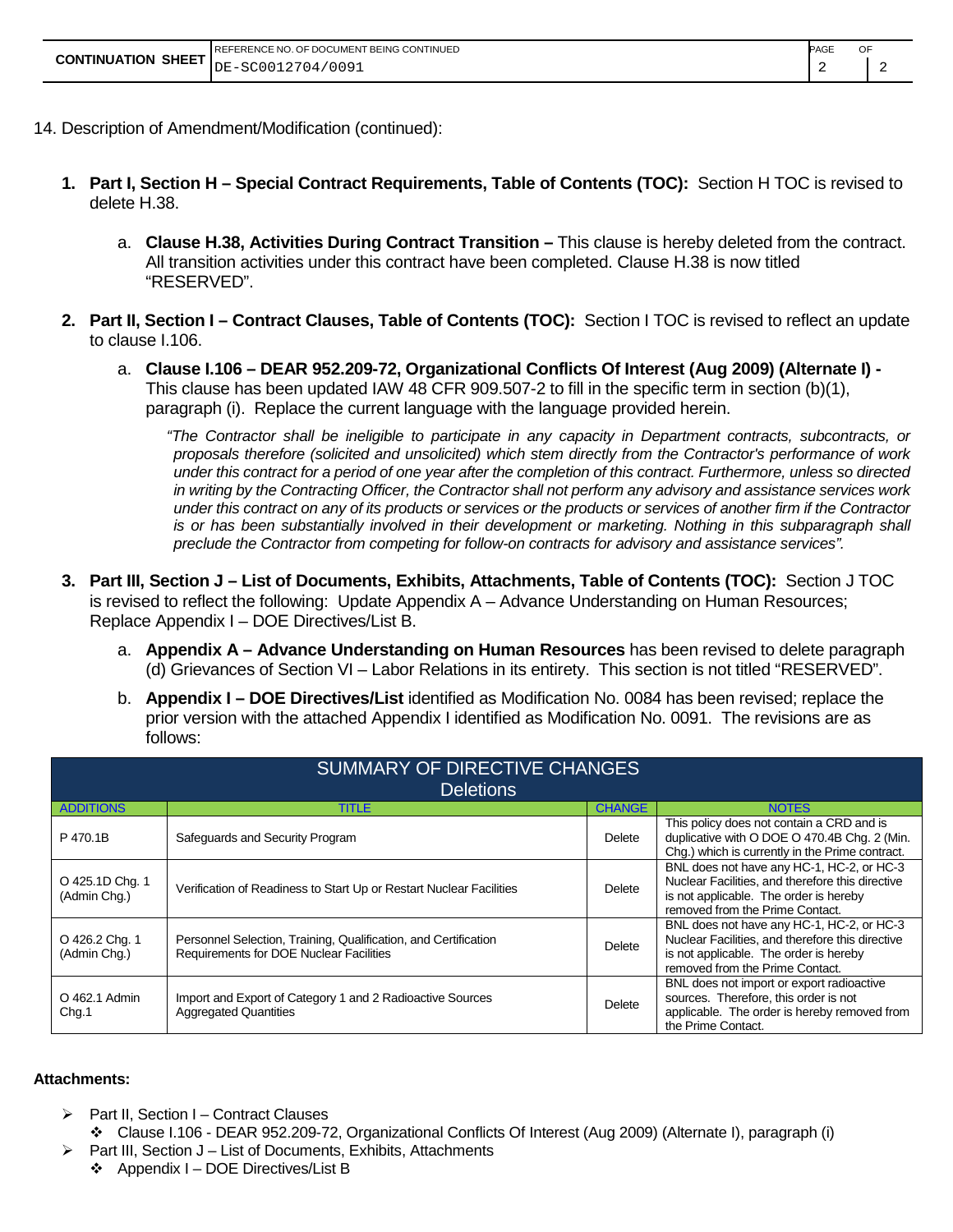| CONTINUATION SHEET | REFERENCE NO. OF DOCUMENT BEING CONTINUED DE-SC0012704/0091 | PAGE 2 | OF 2 |
|---|---|---|---|

14. Description of Amendment/Modification (continued):

1. **Part I, Section H – Special Contract Requirements, Table of Contents (TOC):** Section H TOC is revised to delete H.38.

   a. **Clause H.38, Activities During Contract Transition –** This clause is hereby deleted from the contract. All transition activities under this contract have been completed. Clause H.38 is now titled "RESERVED".

2. **Part II, Section I – Contract Clauses, Table of Contents (TOC):** Section I TOC is revised to reflect an update to clause I.106.

   a. **Clause I.106 – DEAR 952.209-72, Organizational Conflicts Of Interest (Aug 2009) (Alternate I) -** This clause has been updated IAW 48 CFR 909.507-2 to fill in the specific term in section (b)(1), paragraph (i). Replace the current language with the language provided herein.

      *"The Contractor shall be ineligible to participate in any capacity in Department contracts, subcontracts, or proposals therefore (solicited and unsolicited) which stem directly from the Contractor's performance of work under this contract for a period of one year after the completion of this contract. Furthermore, unless so directed in writing by the Contracting Officer, the Contractor shall not perform any advisory and assistance services work under this contract on any of its products or services or the products or services of another firm if the Contractor is or has been substantially involved in their development or marketing. Nothing in this subparagraph shall preclude the Contractor from competing for follow-on contracts for advisory and assistance services".*

3. **Part III, Section J – List of Documents, Exhibits, Attachments, Table of Contents (TOC):** Section J TOC is revised to reflect the following: Update Appendix A – Advance Understanding on Human Resources; Replace Appendix I – DOE Directives/List B.

   a. **Appendix A – Advance Understanding on Human Resources** has been revised to delete paragraph (d) Grievances of Section VI – Labor Relations in its entirety. This section is not titled "RESERVED".

   b. **Appendix I – DOE Directives/List** identified as Modification No. 0084 has been revised; replace the prior version with the attached Appendix I identified as Modification No. 0091. The revisions are as follows:

| SUMMARY OF DIRECTIVE CHANGES<br>Deletions | | | |
|---|---|---|---|
| ADDITIONS | TITLE | CHANGE | NOTES |
| P 470.1B | Safeguards and Security Program | Delete | This policy does not contain a CRD and is duplicative with O DOE O 470.4B Chg. 2 (Min. Chg.) which is currently in the Prime contract. |
| O 425.1D Chg. 1 (Admin Chg.) | Verification of Readiness to Start Up or Restart Nuclear Facilities | Delete | BNL does not have any HC-1, HC-2, or HC-3 Nuclear Facilities, and therefore this directive is not applicable. The order is hereby removed from the Prime Contact. |
| O 426.2 Chg. 1 (Admin Chg.) | Personnel Selection, Training, Qualification, and Certification Requirements for DOE Nuclear Facilities | Delete | BNL does not have any HC-1, HC-2, or HC-3 Nuclear Facilities, and therefore this directive is not applicable. The order is hereby removed from the Prime Contact. |
| O 462.1 Admin Chg.1 | Import and Export of Category 1 and 2 Radioactive Sources Aggregated Quantities | Delete | BNL does not import or export radioactive sources. Therefore, this order is not applicable. The order is hereby removed from the Prime Contact. |

**Attachments:**

- Part II, Section I – Contract Clauses
  - Clause I.106 - DEAR 952.209-72, Organizational Conflicts Of Interest (Aug 2009) (Alternate I), paragraph (i)
- Part III, Section J – List of Documents, Exhibits, Attachments
  - Appendix I – DOE Directives/List B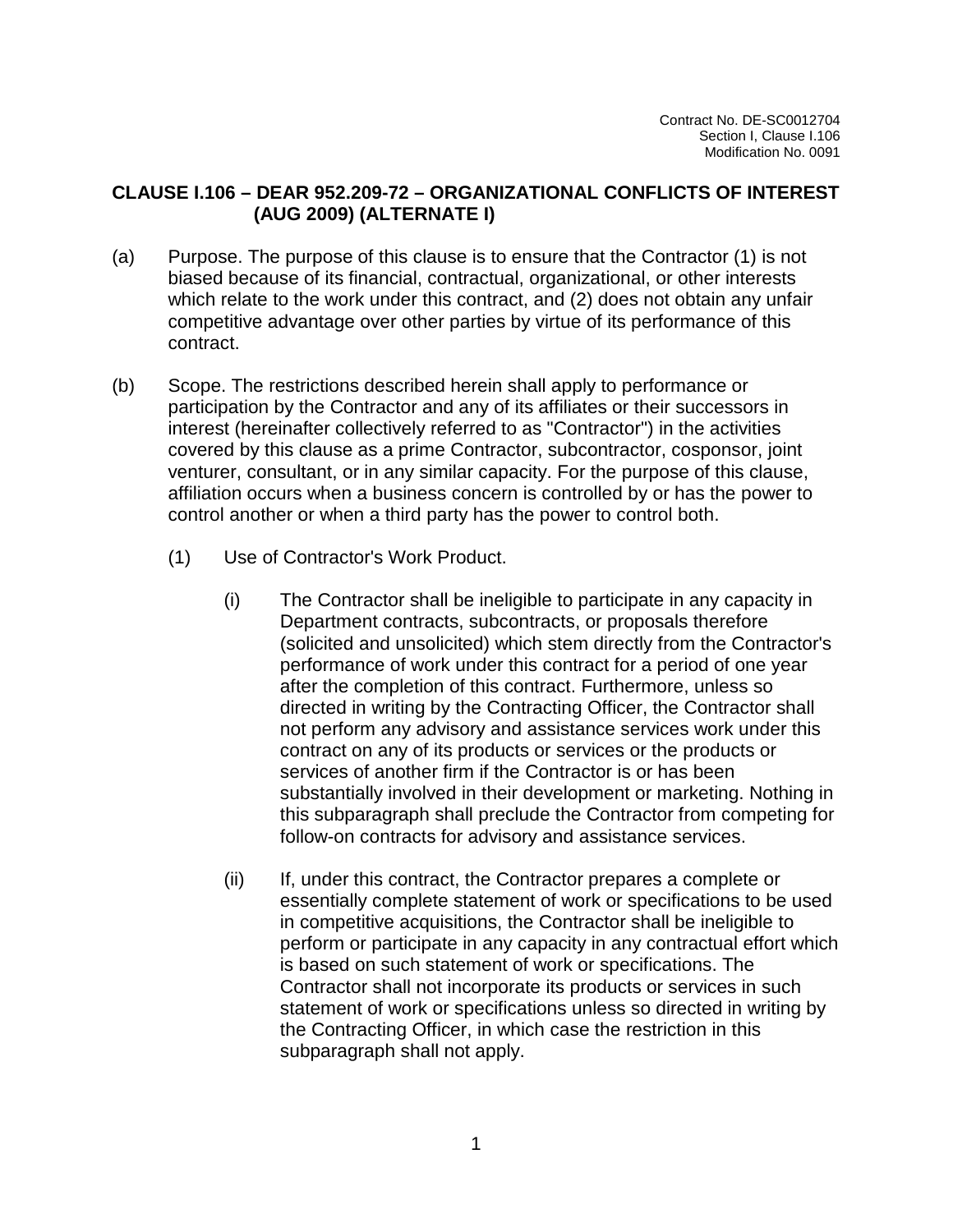Contract No. DE-SC0012704
Section I, Clause I.106
Modification No. 0091

## CLAUSE I.106 – DEAR 952.209-72 – ORGANIZATIONAL CONFLICTS OF INTEREST (AUG 2009) (ALTERNATE I)

(a) Purpose. The purpose of this clause is to ensure that the Contractor (1) is not biased because of its financial, contractual, organizational, or other interests which relate to the work under this contract, and (2) does not obtain any unfair competitive advantage over other parties by virtue of its performance of this contract.

(b) Scope. The restrictions described herein shall apply to performance or participation by the Contractor and any of its affiliates or their successors in interest (hereinafter collectively referred to as "Contractor") in the activities covered by this clause as a prime Contractor, subcontractor, cosponsor, joint venturer, consultant, or in any similar capacity. For the purpose of this clause, affiliation occurs when a business concern is controlled by or has the power to control another or when a third party has the power to control both.

(1) Use of Contractor's Work Product.

(i) The Contractor shall be ineligible to participate in any capacity in Department contracts, subcontracts, or proposals therefore (solicited and unsolicited) which stem directly from the Contractor's performance of work under this contract for a period of one year after the completion of this contract. Furthermore, unless so directed in writing by the Contracting Officer, the Contractor shall not perform any advisory and assistance services work under this contract on any of its products or services or the products or services of another firm if the Contractor is or has been substantially involved in their development or marketing. Nothing in this subparagraph shall preclude the Contractor from competing for follow-on contracts for advisory and assistance services.

(ii) If, under this contract, the Contractor prepares a complete or essentially complete statement of work or specifications to be used in competitive acquisitions, the Contractor shall be ineligible to perform or participate in any capacity in any contractual effort which is based on such statement of work or specifications. The Contractor shall not incorporate its products or services in such statement of work or specifications unless so directed in writing by the Contracting Officer, in which case the restriction in this subparagraph shall not apply.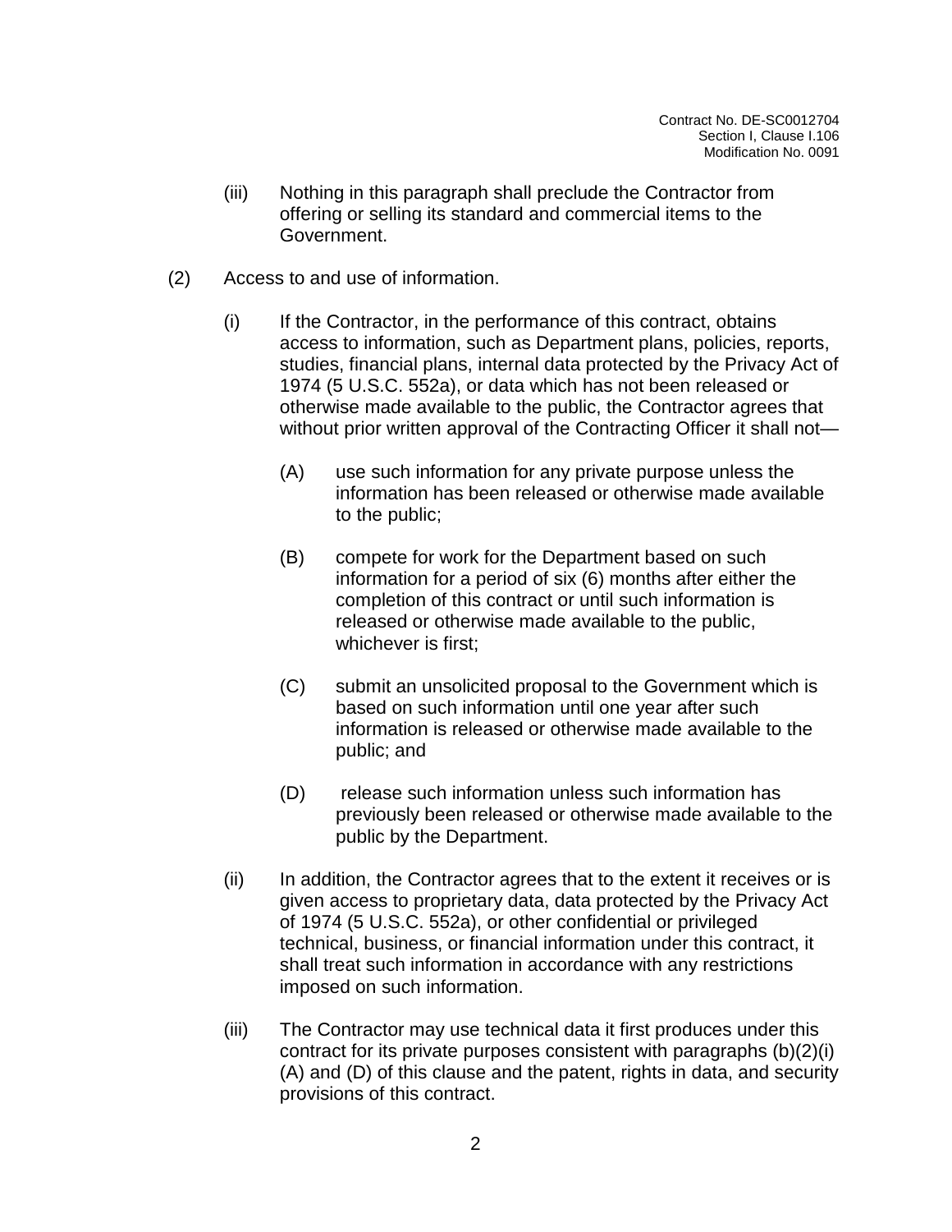(iii) Nothing in this paragraph shall preclude the Contractor from offering or selling its standard and commercial items to the Government.

(2) Access to and use of information.

(i) If the Contractor, in the performance of this contract, obtains access to information, such as Department plans, policies, reports, studies, financial plans, internal data protected by the Privacy Act of 1974 (5 U.S.C. 552a), or data which has not been released or otherwise made available to the public, the Contractor agrees that without prior written approval of the Contracting Officer it shall not—

(A) use such information for any private purpose unless the information has been released or otherwise made available to the public;

(B) compete for work for the Department based on such information for a period of six (6) months after either the completion of this contract or until such information is released or otherwise made available to the public, whichever is first;

(C) submit an unsolicited proposal to the Government which is based on such information until one year after such information is released or otherwise made available to the public; and

(D) release such information unless such information has previously been released or otherwise made available to the public by the Department.

(ii) In addition, the Contractor agrees that to the extent it receives or is given access to proprietary data, data protected by the Privacy Act of 1974 (5 U.S.C. 552a), or other confidential or privileged technical, business, or financial information under this contract, it shall treat such information in accordance with any restrictions imposed on such information.

(iii) The Contractor may use technical data it first produces under this contract for its private purposes consistent with paragraphs (b)(2)(i)(A) and (D) of this clause and the patent, rights in data, and security provisions of this contract.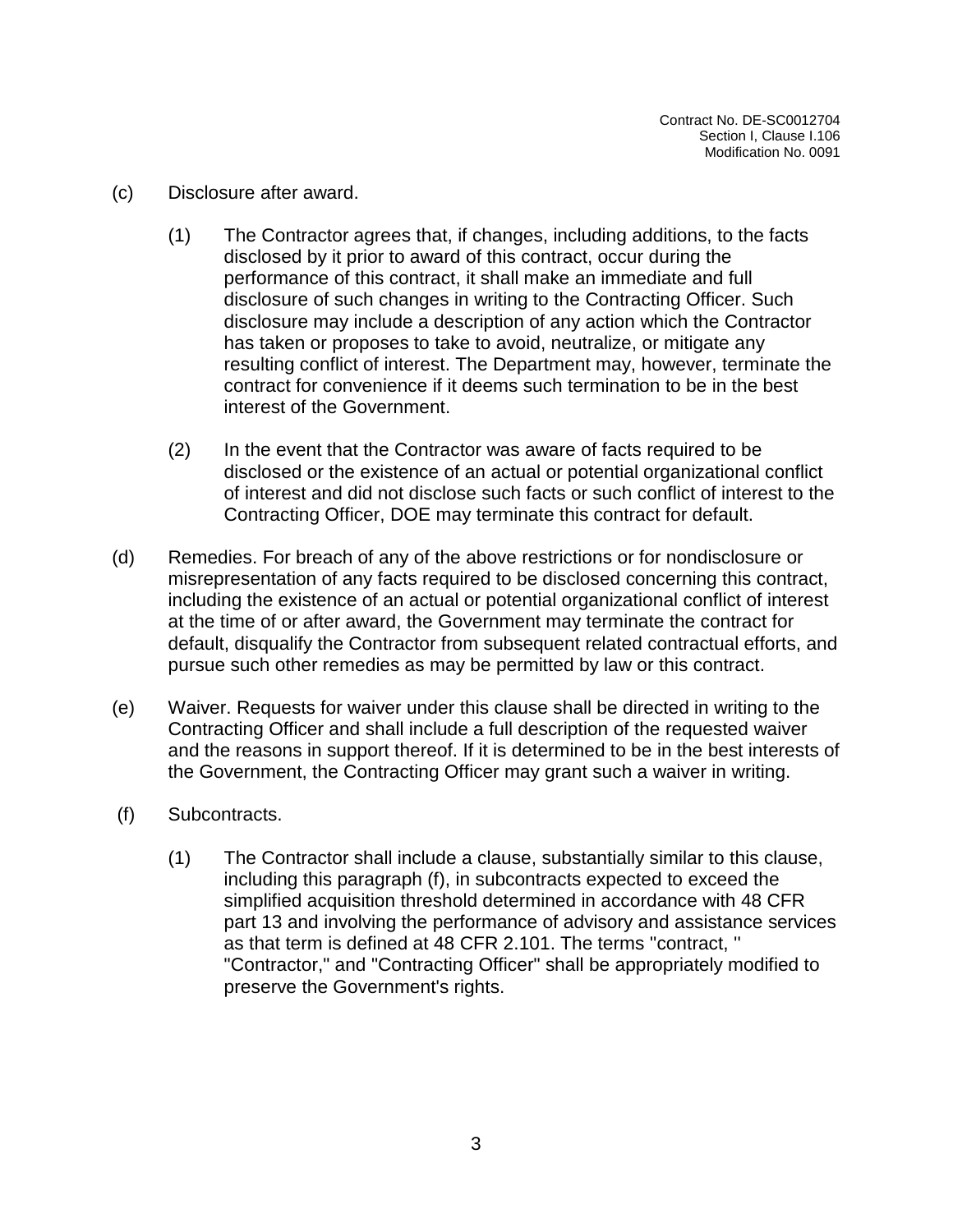(c) Disclosure after award.

(1) The Contractor agrees that, if changes, including additions, to the facts disclosed by it prior to award of this contract, occur during the performance of this contract, it shall make an immediate and full disclosure of such changes in writing to the Contracting Officer. Such disclosure may include a description of any action which the Contractor has taken or proposes to take to avoid, neutralize, or mitigate any resulting conflict of interest. The Department may, however, terminate the contract for convenience if it deems such termination to be in the best interest of the Government.

(2) In the event that the Contractor was aware of facts required to be disclosed or the existence of an actual or potential organizational conflict of interest and did not disclose such facts or such conflict of interest to the Contracting Officer, DOE may terminate this contract for default.

(d) Remedies. For breach of any of the above restrictions or for nondisclosure or misrepresentation of any facts required to be disclosed concerning this contract, including the existence of an actual or potential organizational conflict of interest at the time of or after award, the Government may terminate the contract for default, disqualify the Contractor from subsequent related contractual efforts, and pursue such other remedies as may be permitted by law or this contract.

(e) Waiver. Requests for waiver under this clause shall be directed in writing to the Contracting Officer and shall include a full description of the requested waiver and the reasons in support thereof. If it is determined to be in the best interests of the Government, the Contracting Officer may grant such a waiver in writing.

(f) Subcontracts.

(1) The Contractor shall include a clause, substantially similar to this clause, including this paragraph (f), in subcontracts expected to exceed the simplified acquisition threshold determined in accordance with 48 CFR part 13 and involving the performance of advisory and assistance services as that term is defined at 48 CFR 2.101. The terms "contract, " "Contractor," and "Contracting Officer" shall be appropriately modified to preserve the Government's rights.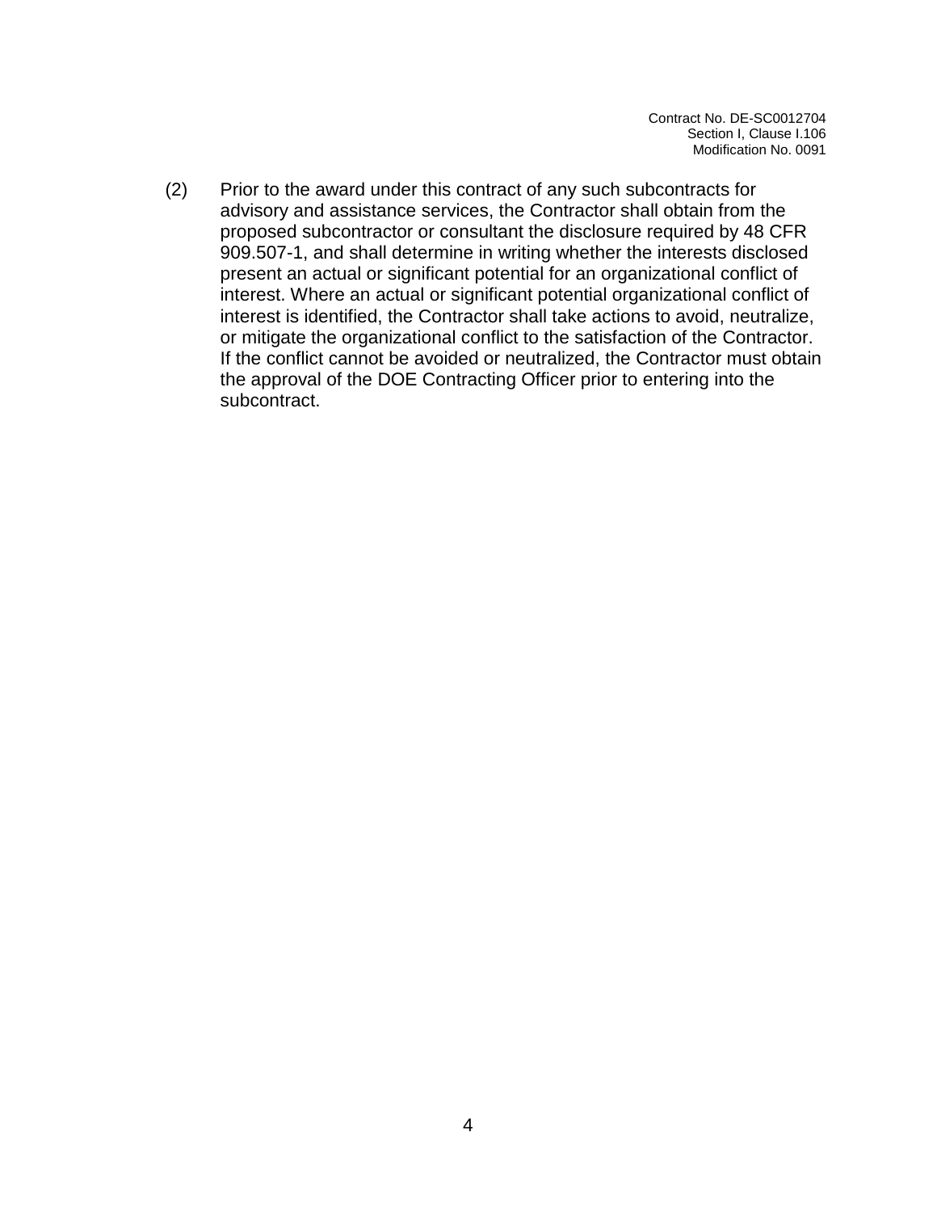(2) Prior to the award under this contract of any such subcontracts for advisory and assistance services, the Contractor shall obtain from the proposed subcontractor or consultant the disclosure required by 48 CFR 909.507-1, and shall determine in writing whether the interests disclosed present an actual or significant potential for an organizational conflict of interest. Where an actual or significant potential organizational conflict of interest is identified, the Contractor shall take actions to avoid, neutralize, or mitigate the organizational conflict to the satisfaction of the Contractor. If the conflict cannot be avoided or neutralized, the Contractor must obtain the approval of the DOE Contracting Officer prior to entering into the subcontract.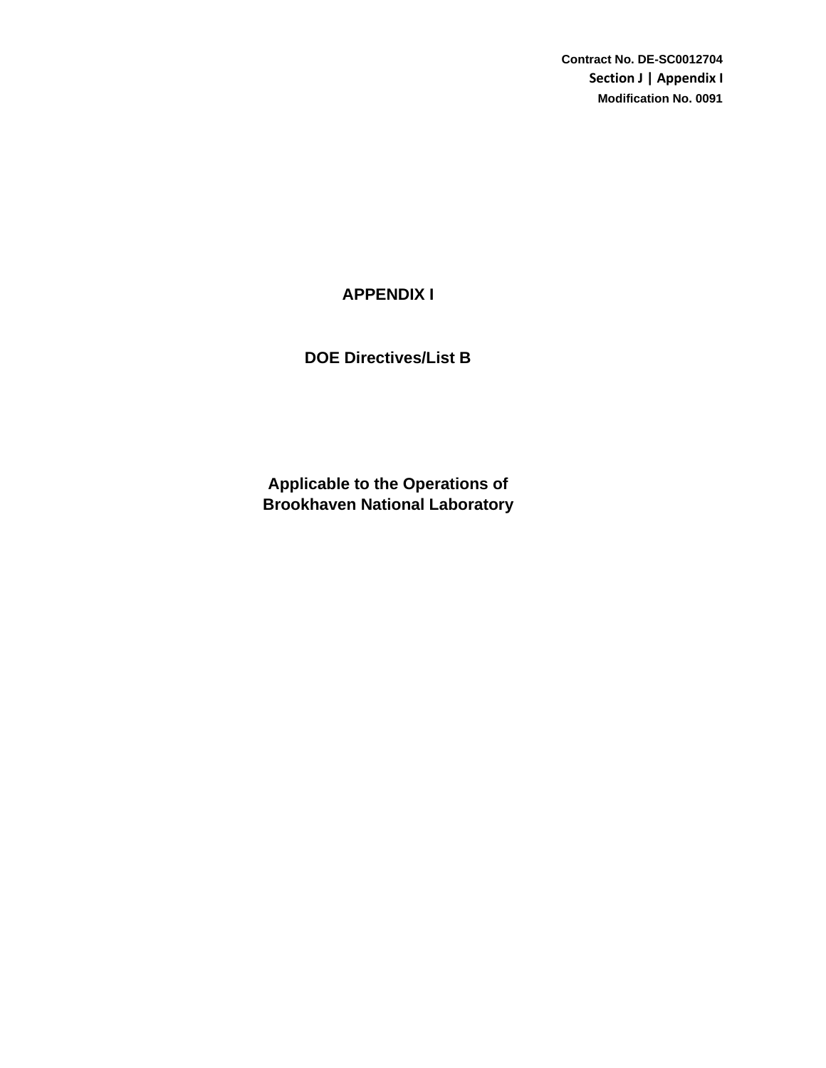Contract No. DE-SC0012704
Section J | Appendix I
Modification No. 0091

# APPENDIX I

## DOE Directives/List B

### Applicable to the Operations of Brookhaven National Laboratory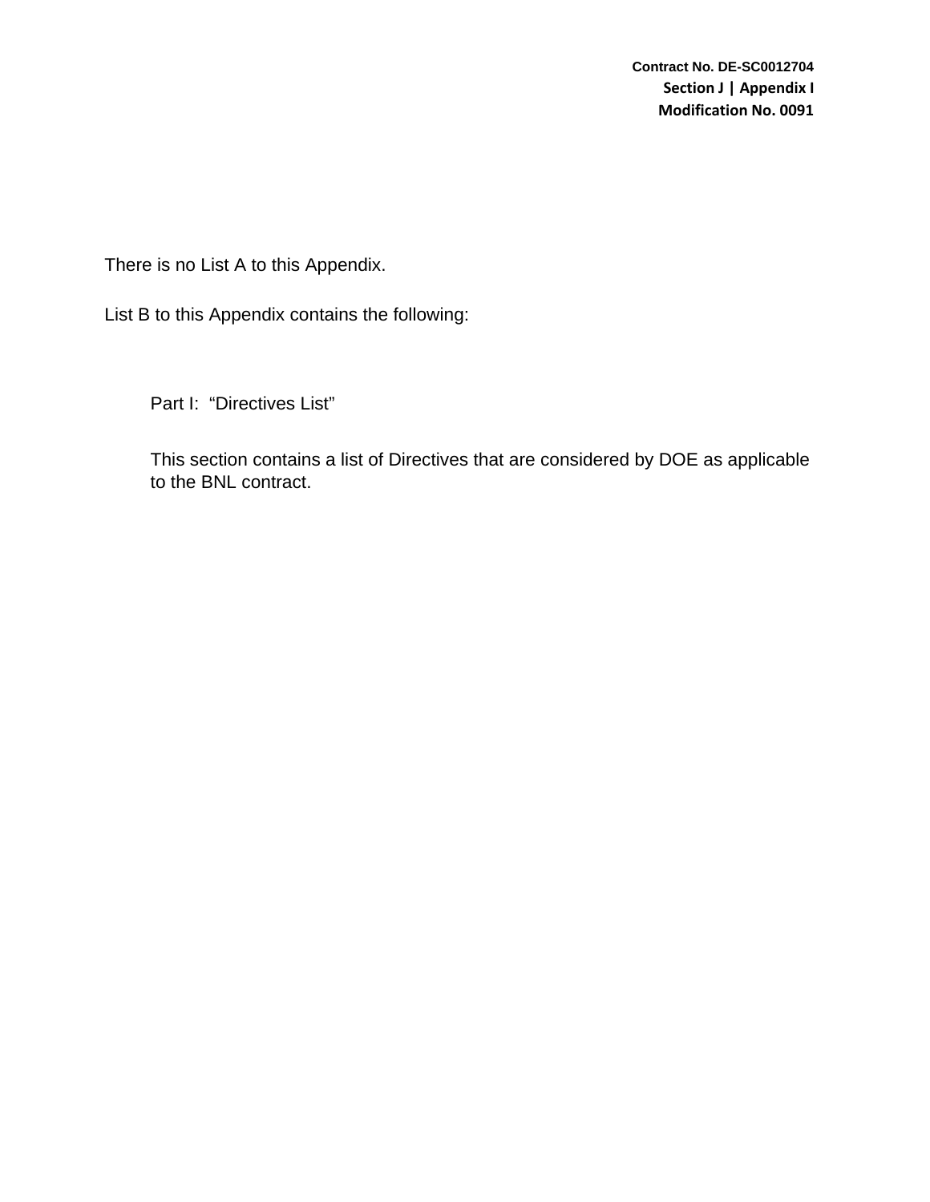There is no List A to this Appendix.

List B to this Appendix contains the following:

Part I: "Directives List"

This section contains a list of Directives that are considered by DOE as applicable to the BNL contract.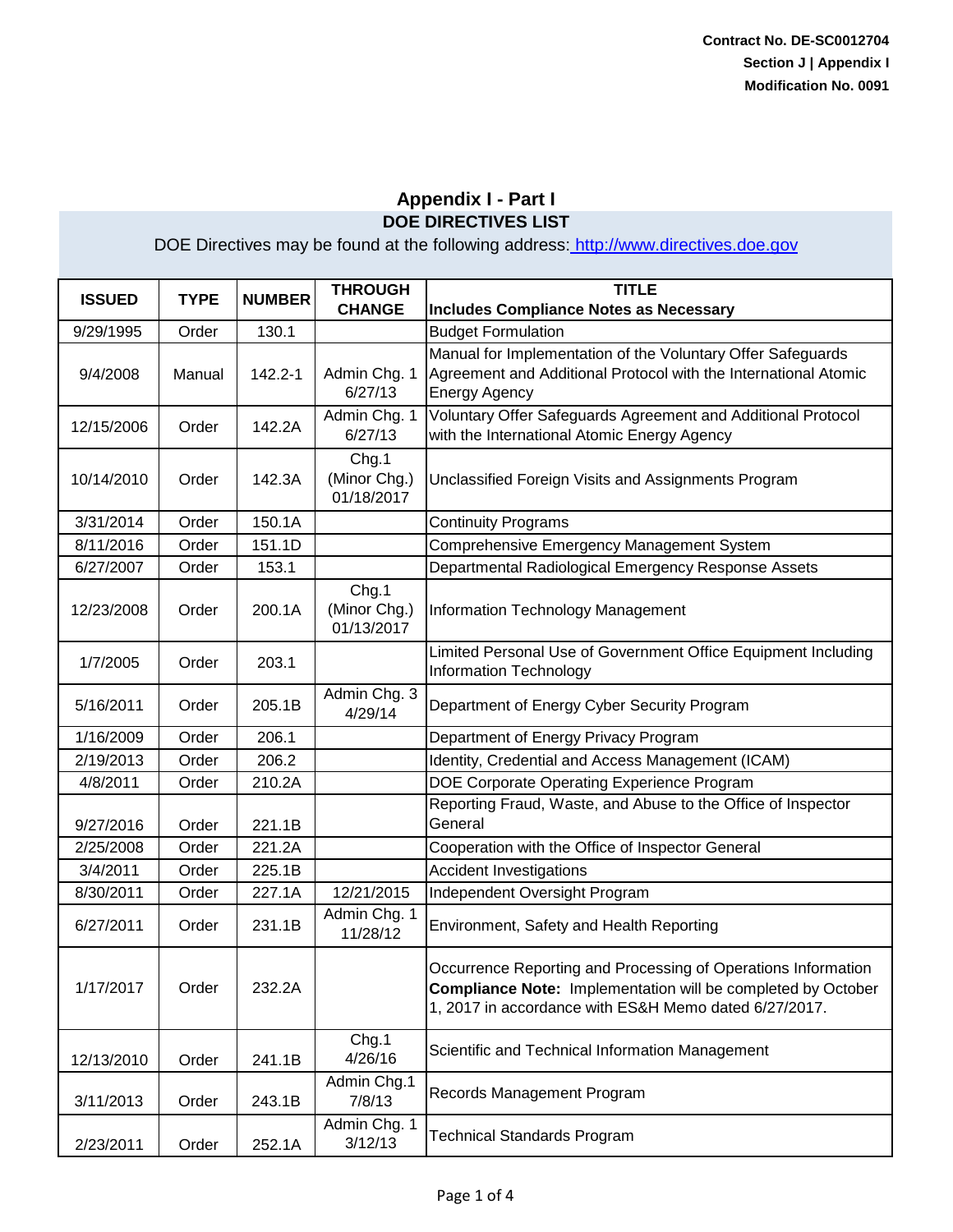Contract No. DE-SC0012704
Section J | Appendix I
Modification No. 0091

## Appendix I - Part I

### DOE DIRECTIVES LIST

DOE Directives may be found at the following address: http://www.directives.doe.gov

| ISSUED | TYPE | NUMBER | THROUGH CHANGE | TITLE Includes Compliance Notes as Necessary |
|---|---|---|---|---|
| 9/29/1995 | Order | 130.1 | | Budget Formulation |
| 9/4/2008 | Manual | 142.2-1 | Admin Chg. 1 6/27/13 | Manual for Implementation of the Voluntary Offer Safeguards Agreement and Additional Protocol with the International Atomic Energy Agency |
| 12/15/2006 | Order | 142.2A | Admin Chg. 1 6/27/13 | Voluntary Offer Safeguards Agreement and Additional Protocol with the International Atomic Energy Agency |
| 10/14/2010 | Order | 142.3A | Chg.1 (Minor Chg.) 01/18/2017 | Unclassified Foreign Visits and Assignments Program |
| 3/31/2014 | Order | 150.1A | | Continuity Programs |
| 8/11/2016 | Order | 151.1D | | Comprehensive Emergency Management System |
| 6/27/2007 | Order | 153.1 | | Departmental Radiological Emergency Response Assets |
| 12/23/2008 | Order | 200.1A | Chg.1 (Minor Chg.) 01/13/2017 | Information Technology Management |
| 1/7/2005 | Order | 203.1 | | Limited Personal Use of Government Office Equipment Including Information Technology |
| 5/16/2011 | Order | 205.1B | Admin Chg. 3 4/29/14 | Department of Energy Cyber Security Program |
| 1/16/2009 | Order | 206.1 | | Department of Energy Privacy Program |
| 2/19/2013 | Order | 206.2 | | Identity, Credential and Access Management (ICAM) |
| 4/8/2011 | Order | 210.2A | | DOE Corporate Operating Experience Program |
| 9/27/2016 | Order | 221.1B | | Reporting Fraud, Waste, and Abuse to the Office of Inspector General |
| 2/25/2008 | Order | 221.2A | | Cooperation with the Office of Inspector General |
| 3/4/2011 | Order | 225.1B | | Accident Investigations |
| 8/30/2011 | Order | 227.1A | 12/21/2015 | Independent Oversight Program |
| 6/27/2011 | Order | 231.1B | Admin Chg. 1 11/28/12 | Environment, Safety and Health Reporting |
| 1/17/2017 | Order | 232.2A | | Occurrence Reporting and Processing of Operations Information **Compliance Note:** Implementation will be completed by October 1, 2017 in accordance with ES&H Memo dated 6/27/2017. |
| 12/13/2010 | Order | 241.1B | Chg.1 4/26/16 | Scientific and Technical Information Management |
| 3/11/2013 | Order | 243.1B | Admin Chg.1 7/8/13 | Records Management Program |
| 2/23/2011 | Order | 252.1A | Admin Chg. 1 3/12/13 | Technical Standards Program |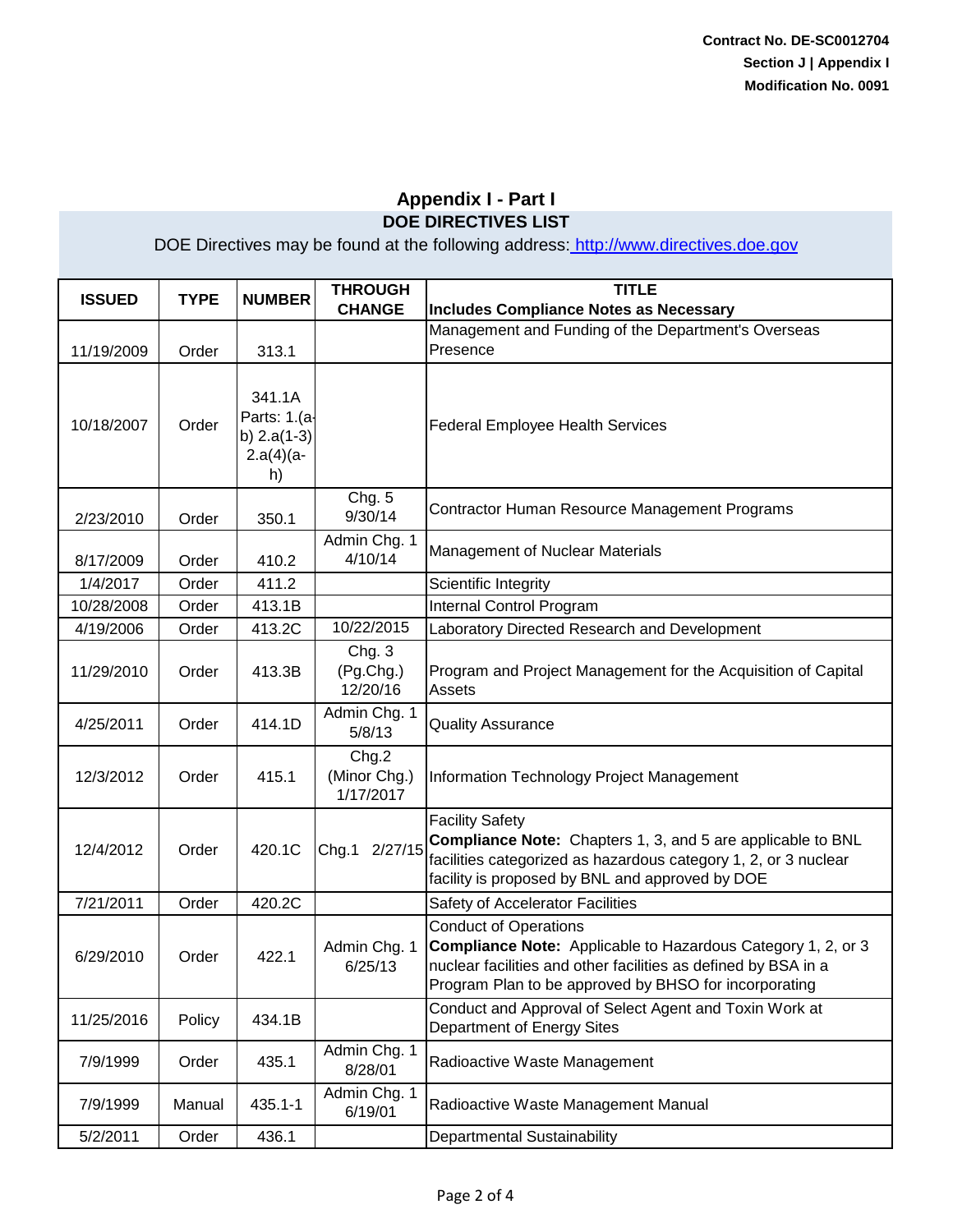Contract No. DE-SC0012704
Section J | Appendix I
Modification No. 0091

## Appendix I - Part I

### DOE DIRECTIVES LIST

DOE Directives may be found at the following address: http://www.directives.doe.gov

| ISSUED | TYPE | NUMBER | THROUGH CHANGE | TITLE<br>Includes Compliance Notes as Necessary |
|---|---|---|---|---|
| 11/19/2009 | Order | 313.1 | | Management and Funding of the Department's Overseas Presence |
| 10/18/2007 | Order | 341.1A Parts: 1.(a-b) 2.a(1-3) 2.a(4)(a-h) | | Federal Employee Health Services |
| 2/23/2010 | Order | 350.1 | Chg. 5 9/30/14 | Contractor Human Resource Management Programs |
| 8/17/2009 | Order | 410.2 | Admin Chg. 1 4/10/14 | Management of Nuclear Materials |
| 1/4/2017 | Order | 411.2 | | Scientific Integrity |
| 10/28/2008 | Order | 413.1B | | Internal Control Program |
| 4/19/2006 | Order | 413.2C | 10/22/2015 | Laboratory Directed Research and Development |
| 11/29/2010 | Order | 413.3B | Chg. 3 (Pg.Chg.) 12/20/16 | Program and Project Management for the Acquisition of Capital Assets |
| 4/25/2011 | Order | 414.1D | Admin Chg. 1 5/8/13 | Quality Assurance |
| 12/3/2012 | Order | 415.1 | Chg.2 (Minor Chg.) 1/17/2017 | Information Technology Project Management |
| 12/4/2012 | Order | 420.1C | Chg.1 2/27/15 | Facility Safety<br>**Compliance Note:** Chapters 1, 3, and 5 are applicable to BNL facilities categorized as hazardous category 1, 2, or 3 nuclear facility is proposed by BNL and approved by DOE |
| 7/21/2011 | Order | 420.2C | | Safety of Accelerator Facilities |
| 6/29/2010 | Order | 422.1 | Admin Chg. 1 6/25/13 | Conduct of Operations<br>**Compliance Note:** Applicable to Hazardous Category 1, 2, or 3 nuclear facilities and other facilities as defined by BSA in a Program Plan to be approved by BHSO for incorporating |
| 11/25/2016 | Policy | 434.1B | | Conduct and Approval of Select Agent and Toxin Work at Department of Energy Sites |
| 7/9/1999 | Order | 435.1 | Admin Chg. 1 8/28/01 | Radioactive Waste Management |
| 7/9/1999 | Manual | 435.1-1 | Admin Chg. 1 6/19/01 | Radioactive Waste Management Manual |
| 5/2/2011 | Order | 436.1 | | Departmental Sustainability |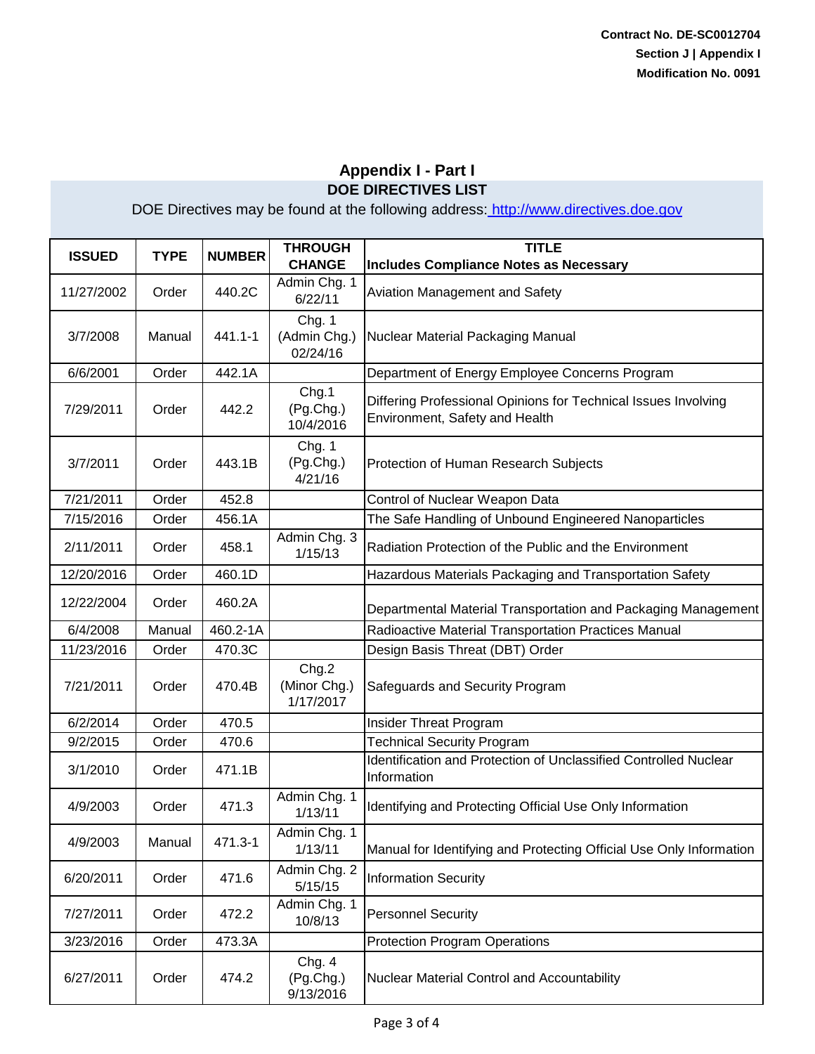Contract No. DE-SC0012704
Section J | Appendix I
Modification No. 0091

## Appendix I - Part I

### DOE DIRECTIVES LIST

DOE Directives may be found at the following address: http://www.directives.doe.gov

| ISSUED | TYPE | NUMBER | THROUGH CHANGE | TITLE Includes Compliance Notes as Necessary |
|---|---|---|---|---|
| 11/27/2002 | Order | 440.2C | Admin Chg. 1 6/22/11 | Aviation Management and Safety |
| 3/7/2008 | Manual | 441.1-1 | Chg. 1 (Admin Chg.) 02/24/16 | Nuclear Material Packaging Manual |
| 6/6/2001 | Order | 442.1A | | Department of Energy Employee Concerns Program |
| 7/29/2011 | Order | 442.2 | Chg.1 (Pg.Chg.) 10/4/2016 | Differing Professional Opinions for Technical Issues Involving Environment, Safety and Health |
| 3/7/2011 | Order | 443.1B | Chg. 1 (Pg.Chg.) 4/21/16 | Protection of Human Research Subjects |
| 7/21/2011 | Order | 452.8 | | Control of Nuclear Weapon Data |
| 7/15/2016 | Order | 456.1A | | The Safe Handling of Unbound Engineered Nanoparticles |
| 2/11/2011 | Order | 458.1 | Admin Chg. 3 1/15/13 | Radiation Protection of the Public and the Environment |
| 12/20/2016 | Order | 460.1D | | Hazardous Materials Packaging and Transportation Safety |
| 12/22/2004 | Order | 460.2A | | Departmental Material Transportation and Packaging Management |
| 6/4/2008 | Manual | 460.2-1A | | Radioactive Material Transportation Practices Manual |
| 11/23/2016 | Order | 470.3C | | Design Basis Threat (DBT) Order |
| 7/21/2011 | Order | 470.4B | Chg.2 (Minor Chg.) 1/17/2017 | Safeguards and Security Program |
| 6/2/2014 | Order | 470.5 | | Insider Threat Program |
| 9/2/2015 | Order | 470.6 | | Technical Security Program |
| 3/1/2010 | Order | 471.1B | | Identification and Protection of Unclassified Controlled Nuclear Information |
| 4/9/2003 | Order | 471.3 | Admin Chg. 1 1/13/11 | Identifying and Protecting Official Use Only Information |
| 4/9/2003 | Manual | 471.3-1 | Admin Chg. 1 1/13/11 | Manual for Identifying and Protecting Official Use Only Information |
| 6/20/2011 | Order | 471.6 | Admin Chg. 2 5/15/15 | Information Security |
| 7/27/2011 | Order | 472.2 | Admin Chg. 1 10/8/13 | Personnel Security |
| 3/23/2016 | Order | 473.3A | | Protection Program Operations |
| 6/27/2011 | Order | 474.2 | Chg. 4 (Pg.Chg.) 9/13/2016 | Nuclear Material Control and Accountability |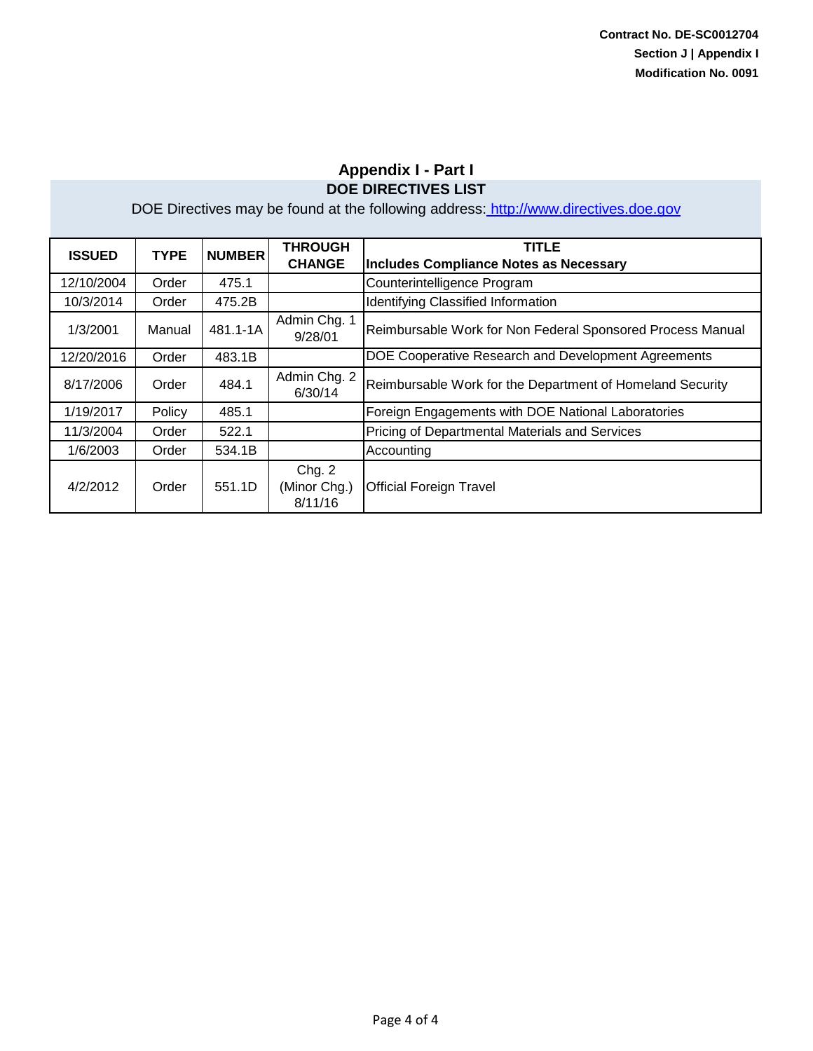## Appendix I - Part I

### DOE DIRECTIVES LIST

DOE Directives may be found at the following address: http://www.directives.doe.gov

| ISSUED | TYPE | NUMBER | THROUGH CHANGE | TITLE Includes Compliance Notes as Necessary |
|---|---|---|---|---|
| 12/10/2004 | Order | 475.1 | | Counterintelligence Program |
| 10/3/2014 | Order | 475.2B | | Identifying Classified Information |
| 1/3/2001 | Manual | 481.1-1A | Admin Chg. 1 9/28/01 | Reimbursable Work for Non Federal Sponsored Process Manual |
| 12/20/2016 | Order | 483.1B | | DOE Cooperative Research and Development Agreements |
| 8/17/2006 | Order | 484.1 | Admin Chg. 2 6/30/14 | Reimbursable Work for the Department of Homeland Security |
| 1/19/2017 | Policy | 485.1 | | Foreign Engagements with DOE National Laboratories |
| 11/3/2004 | Order | 522.1 | | Pricing of Departmental Materials and Services |
| 1/6/2003 | Order | 534.1B | | Accounting |
| 4/2/2012 | Order | 551.1D | Chg. 2 (Minor Chg.) 8/11/16 | Official Foreign Travel |